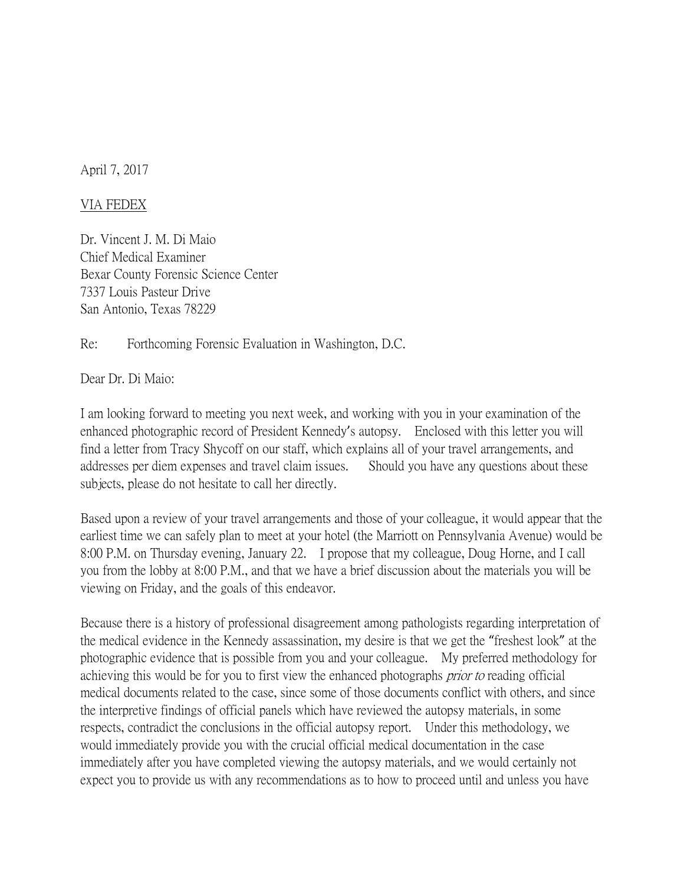April 7, 2017

VIA FEDEX

Dr. Vincent J. M. Di Maio
Chief Medical Examiner
Bexar County Forensic Science Center
7337 Louis Pasteur Drive
San Antonio, Texas 78229

Re: Forthcoming Forensic Evaluation in Washington, D.C.

Dear Dr. Di Maio:

I am looking forward to meeting you next week, and working with you in your examination of the enhanced photographic record of President Kennedy's autopsy. Enclosed with this letter you will find a letter from Tracy Shycoff on our staff, which explains all of your travel arrangements, and addresses per diem expenses and travel claim issues. Should you have any questions about these subjects, please do not hesitate to call her directly.

Based upon a review of your travel arrangements and those of your colleague, it would appear that the earliest time we can safely plan to meet at your hotel (the Marriott on Pennsylvania Avenue) would be 8:00 P.M. on Thursday evening, January 22. I propose that my colleague, Doug Horne, and I call you from the lobby at 8:00 P.M., and that we have a brief discussion about the materials you will be viewing on Friday, and the goals of this endeavor.

Because there is a history of professional disagreement among pathologists regarding interpretation of the medical evidence in the Kennedy assassination, my desire is that we get the "freshest look" at the photographic evidence that is possible from you and your colleague. My preferred methodology for achieving this would be for you to first view the enhanced photographs *prior to* reading official medical documents related to the case, since some of those documents conflict with others, and since the interpretive findings of official panels which have reviewed the autopsy materials, in some respects, contradict the conclusions in the official autopsy report. Under this methodology, we would immediately provide you with the crucial official medical documentation in the case immediately after you have completed viewing the autopsy materials, and we would certainly not expect you to provide us with any recommendations as to how to proceed until and unless you have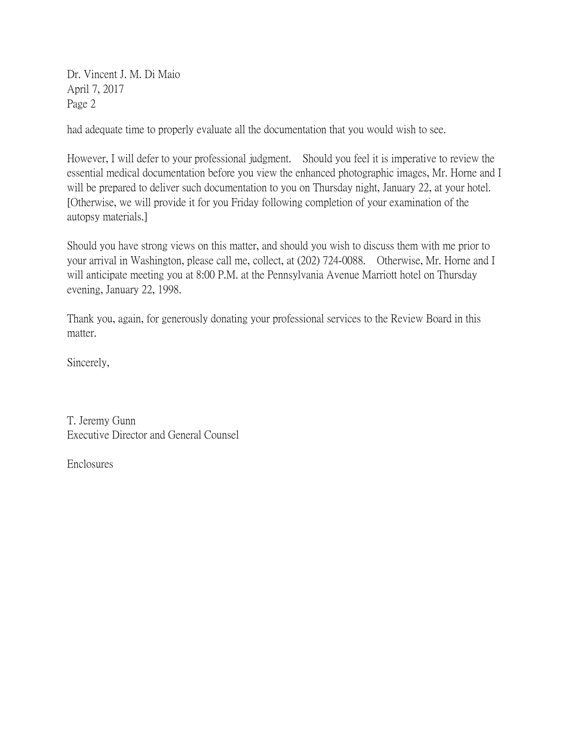Dr. Vincent J. M. Di Maio
April 7, 2017
Page 2

had adequate time to properly evaluate all the documentation that you would wish to see.

However, I will defer to your professional judgment. Should you feel it is imperative to review the essential medical documentation before you view the enhanced photographic images, Mr. Horne and I will be prepared to deliver such documentation to you on Thursday night, January 22, at your hotel. [Otherwise, we will provide it for you Friday following completion of your examination of the autopsy materials.]

Should you have strong views on this matter, and should you wish to discuss them with me prior to your arrival in Washington, please call me, collect, at (202) 724-0088. Otherwise, Mr. Horne and I will anticipate meeting you at 8:00 P.M. at the Pennsylvania Avenue Marriott hotel on Thursday evening, January 22, 1998.

Thank you, again, for generously donating your professional services to the Review Board in this matter.

Sincerely,

T. Jeremy Gunn
Executive Director and General Counsel

Enclosures